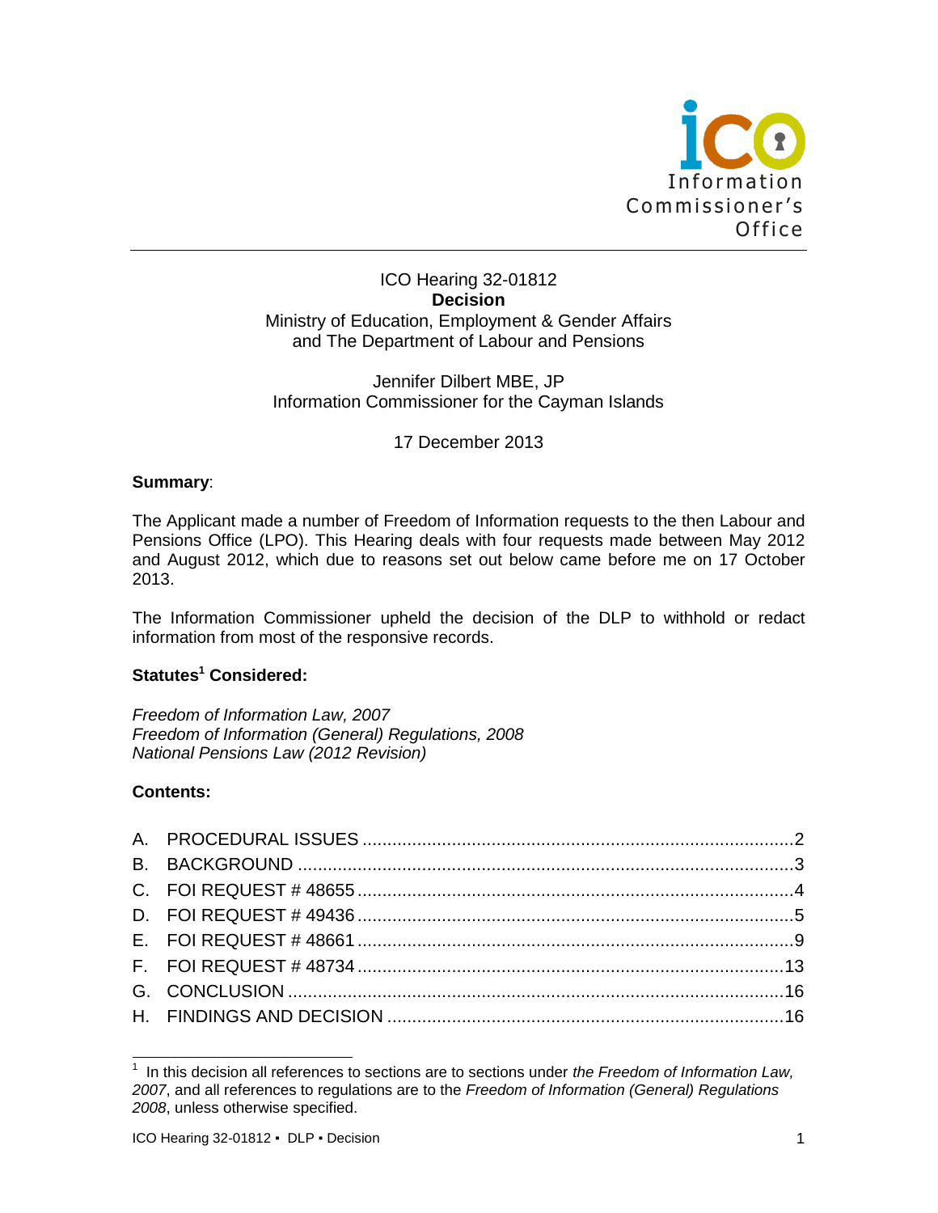Information Commissioner's Office

ICO Hearing 32-01812
**Decision**
Ministry of Education, Employment & Gender Affairs
and The Department of Labour and Pensions

Jennifer Dilbert MBE, JP
Information Commissioner for the Cayman Islands

17 December 2013

**Summary**:

The Applicant made a number of Freedom of Information requests to the then Labour and Pensions Office (LPO). This Hearing deals with four requests made between May 2012 and August 2012, which due to reasons set out below came before me on 17 October 2013.

The Information Commissioner upheld the decision of the DLP to withhold or redact information from most of the responsive records.

**Statutes[1] Considered:**

*Freedom of Information Law, 2007*
*Freedom of Information (General) Regulations, 2008*
*National Pensions Law (2012 Revision)*

**Contents:**

A. PROCEDURAL ISSUES ....................................................................................2
B. BACKGROUND ...................................................................................................3
C. FOI REQUEST # 48655 .......................................................................................4
D. FOI REQUEST # 49436 .......................................................................................5
E. FOI REQUEST # 48661 .......................................................................................9
F. FOI REQUEST # 48734 .....................................................................................13
G. CONCLUSION ...................................................................................................16
H. FINDINGS AND DECISION ...............................................................................16

[1] In this decision all references to sections are to sections under *the Freedom of Information Law, 2007*, and all references to regulations are to the *Freedom of Information (General) Regulations 2008*, unless otherwise specified.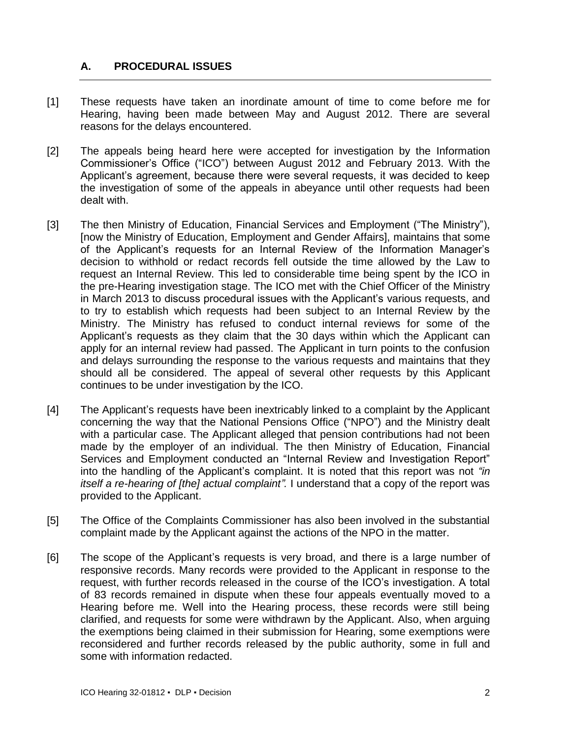## A. PROCEDURAL ISSUES

[1] These requests have taken an inordinate amount of time to come before me for Hearing, having been made between May and August 2012. There are several reasons for the delays encountered.

[2] The appeals being heard here were accepted for investigation by the Information Commissioner's Office ("ICO") between August 2012 and February 2013. With the Applicant's agreement, because there were several requests, it was decided to keep the investigation of some of the appeals in abeyance until other requests had been dealt with.

[3] The then Ministry of Education, Financial Services and Employment ("The Ministry"), [now the Ministry of Education, Employment and Gender Affairs], maintains that some of the Applicant's requests for an Internal Review of the Information Manager's decision to withhold or redact records fell outside the time allowed by the Law to request an Internal Review. This led to considerable time being spent by the ICO in the pre-Hearing investigation stage. The ICO met with the Chief Officer of the Ministry in March 2013 to discuss procedural issues with the Applicant's various requests, and to try to establish which requests had been subject to an Internal Review by the Ministry. The Ministry has refused to conduct internal reviews for some of the Applicant's requests as they claim that the 30 days within which the Applicant can apply for an internal review had passed. The Applicant in turn points to the confusion and delays surrounding the response to the various requests and maintains that they should all be considered. The appeal of several other requests by this Applicant continues to be under investigation by the ICO.

[4] The Applicant's requests have been inextricably linked to a complaint by the Applicant concerning the way that the National Pensions Office ("NPO") and the Ministry dealt with a particular case. The Applicant alleged that pension contributions had not been made by the employer of an individual. The then Ministry of Education, Financial Services and Employment conducted an "Internal Review and Investigation Report" into the handling of the Applicant's complaint. It is noted that this report was not *"in itself a re-hearing of [the] actual complaint".* I understand that a copy of the report was provided to the Applicant.

[5] The Office of the Complaints Commissioner has also been involved in the substantial complaint made by the Applicant against the actions of the NPO in the matter.

[6] The scope of the Applicant's requests is very broad, and there is a large number of responsive records. Many records were provided to the Applicant in response to the request, with further records released in the course of the ICO's investigation. A total of 83 records remained in dispute when these four appeals eventually moved to a Hearing before me. Well into the Hearing process, these records were still being clarified, and requests for some were withdrawn by the Applicant. Also, when arguing the exemptions being claimed in their submission for Hearing, some exemptions were reconsidered and further records released by the public authority, some in full and some with information redacted.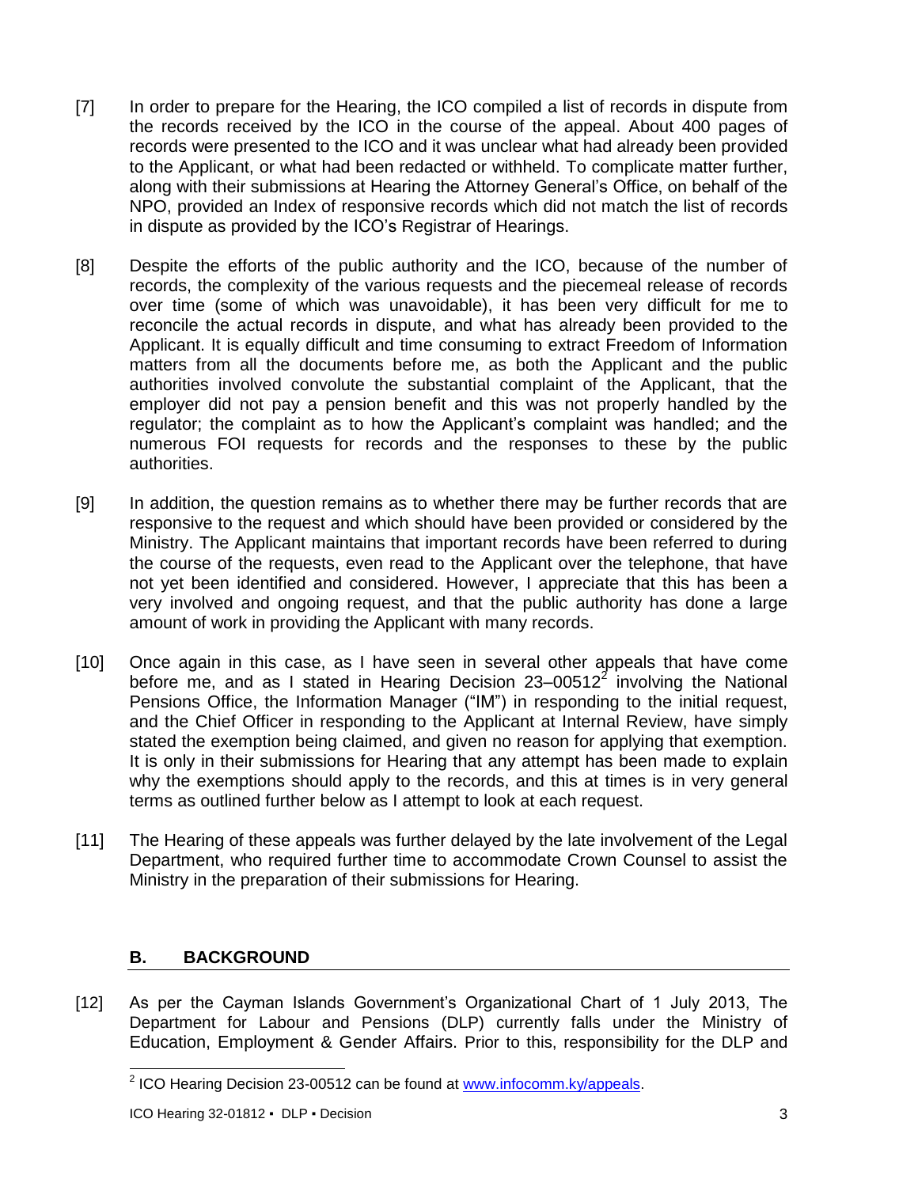[7] In order to prepare for the Hearing, the ICO compiled a list of records in dispute from the records received by the ICO in the course of the appeal. About 400 pages of records were presented to the ICO and it was unclear what had already been provided to the Applicant, or what had been redacted or withheld. To complicate matter further, along with their submissions at Hearing the Attorney General's Office, on behalf of the NPO, provided an Index of responsive records which did not match the list of records in dispute as provided by the ICO's Registrar of Hearings.

[8] Despite the efforts of the public authority and the ICO, because of the number of records, the complexity of the various requests and the piecemeal release of records over time (some of which was unavoidable), it has been very difficult for me to reconcile the actual records in dispute, and what has already been provided to the Applicant. It is equally difficult and time consuming to extract Freedom of Information matters from all the documents before me, as both the Applicant and the public authorities involved convolute the substantial complaint of the Applicant, that the employer did not pay a pension benefit and this was not properly handled by the regulator; the complaint as to how the Applicant's complaint was handled; and the numerous FOI requests for records and the responses to these by the public authorities.

[9] In addition, the question remains as to whether there may be further records that are responsive to the request and which should have been provided or considered by the Ministry. The Applicant maintains that important records have been referred to during the course of the requests, even read to the Applicant over the telephone, that have not yet been identified and considered. However, I appreciate that this has been a very involved and ongoing request, and that the public authority has done a large amount of work in providing the Applicant with many records.

[10] Once again in this case, as I have seen in several other appeals that have come before me, and as I stated in Hearing Decision 23–00512[2] involving the National Pensions Office, the Information Manager ("IM") in responding to the initial request, and the Chief Officer in responding to the Applicant at Internal Review, have simply stated the exemption being claimed, and given no reason for applying that exemption. It is only in their submissions for Hearing that any attempt has been made to explain why the exemptions should apply to the records, and this at times is in very general terms as outlined further below as I attempt to look at each request.

[11] The Hearing of these appeals was further delayed by the late involvement of the Legal Department, who required further time to accommodate Crown Counsel to assist the Ministry in the preparation of their submissions for Hearing.

## B. BACKGROUND

[12] As per the Cayman Islands Government's Organizational Chart of 1 July 2013, The Department for Labour and Pensions (DLP) currently falls under the Ministry of Education, Employment & Gender Affairs. Prior to this, responsibility for the DLP and

---

[2] ICO Hearing Decision 23-00512 can be found at www.infocomm.ky/appeals.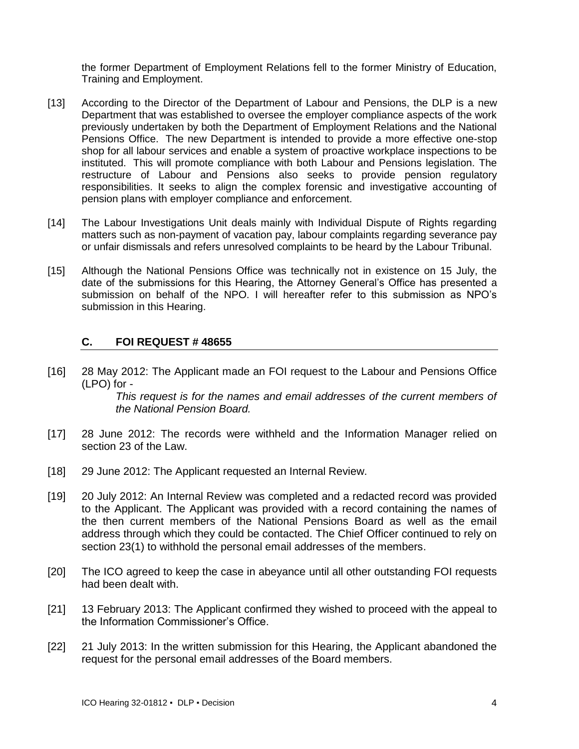the former Department of Employment Relations fell to the former Ministry of Education, Training and Employment.

[13] According to the Director of the Department of Labour and Pensions, the DLP is a new Department that was established to oversee the employer compliance aspects of the work previously undertaken by both the Department of Employment Relations and the National Pensions Office. The new Department is intended to provide a more effective one-stop shop for all labour services and enable a system of proactive workplace inspections to be instituted. This will promote compliance with both Labour and Pensions legislation. The restructure of Labour and Pensions also seeks to provide pension regulatory responsibilities. It seeks to align the complex forensic and investigative accounting of pension plans with employer compliance and enforcement.

[14] The Labour Investigations Unit deals mainly with Individual Dispute of Rights regarding matters such as non-payment of vacation pay, labour complaints regarding severance pay or unfair dismissals and refers unresolved complaints to be heard by the Labour Tribunal.

[15] Although the National Pensions Office was technically not in existence on 15 July, the date of the submissions for this Hearing, the Attorney General's Office has presented a submission on behalf of the NPO. I will hereafter refer to this submission as NPO's submission in this Hearing.

## C. FOI REQUEST # 48655

[16] 28 May 2012: The Applicant made an FOI request to the Labour and Pensions Office (LPO) for -

> *This request is for the names and email addresses of the current members of the National Pension Board.*

[17] 28 June 2012: The records were withheld and the Information Manager relied on section 23 of the Law.

[18] 29 June 2012: The Applicant requested an Internal Review.

[19] 20 July 2012: An Internal Review was completed and a redacted record was provided to the Applicant. The Applicant was provided with a record containing the names of the then current members of the National Pensions Board as well as the email address through which they could be contacted. The Chief Officer continued to rely on section 23(1) to withhold the personal email addresses of the members.

[20] The ICO agreed to keep the case in abeyance until all other outstanding FOI requests had been dealt with.

[21] 13 February 2013: The Applicant confirmed they wished to proceed with the appeal to the Information Commissioner's Office.

[22] 21 July 2013: In the written submission for this Hearing, the Applicant abandoned the request for the personal email addresses of the Board members.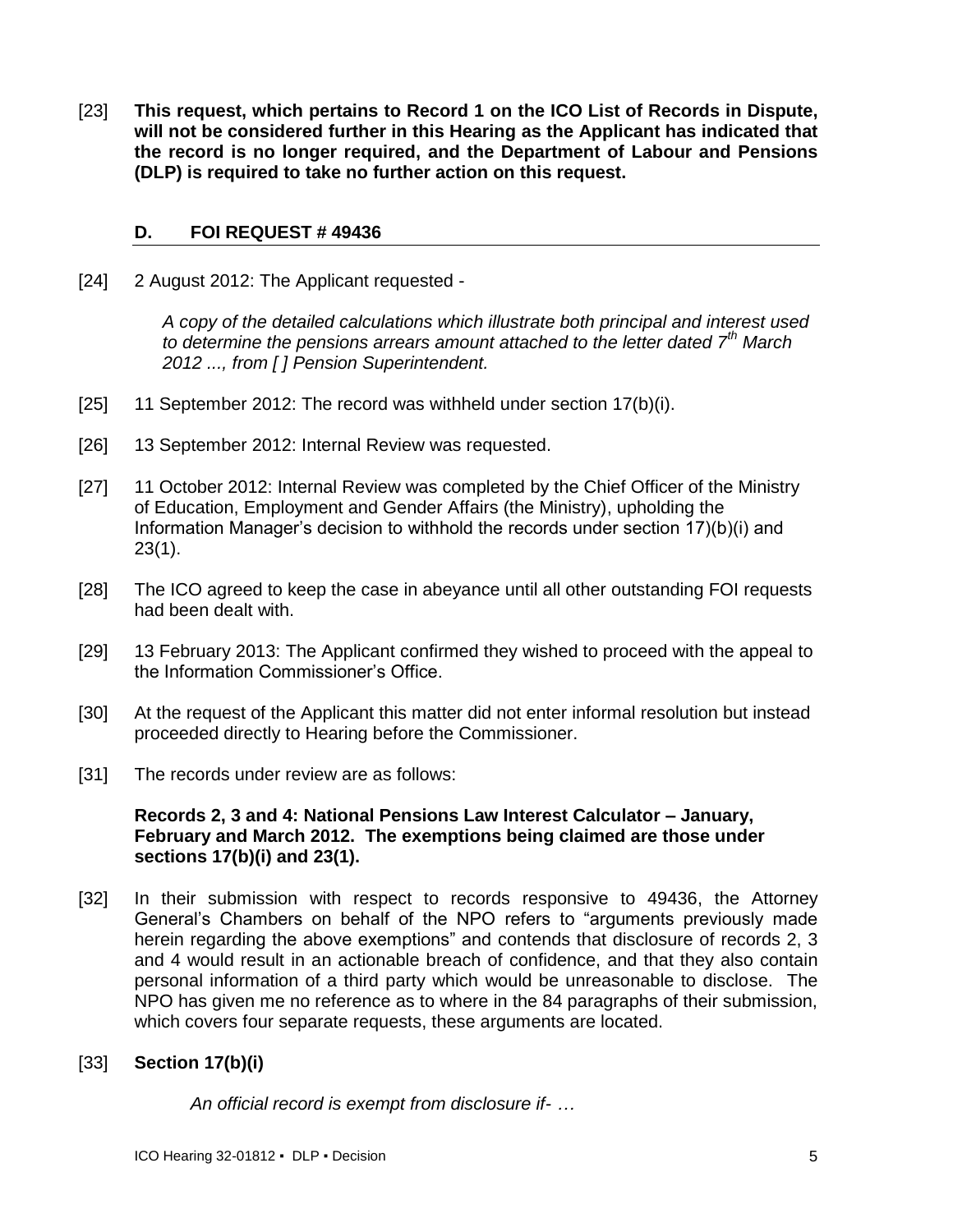[23] **This request, which pertains to Record 1 on the ICO List of Records in Dispute, will not be considered further in this Hearing as the Applicant has indicated that the record is no longer required, and the Department of Labour and Pensions (DLP) is required to take no further action on this request.**

## D. FOI REQUEST # 49436

[24] 2 August 2012: The Applicant requested -

> *A copy of the detailed calculations which illustrate both principal and interest used to determine the pensions arrears amount attached to the letter dated 7th March 2012 ..., from [ ] Pension Superintendent.*

[25] 11 September 2012: The record was withheld under section 17(b)(i).

[26] 13 September 2012: Internal Review was requested.

[27] 11 October 2012: Internal Review was completed by the Chief Officer of the Ministry of Education, Employment and Gender Affairs (the Ministry), upholding the Information Manager's decision to withhold the records under section 17)(b)(i) and 23(1).

[28] The ICO agreed to keep the case in abeyance until all other outstanding FOI requests had been dealt with.

[29] 13 February 2013: The Applicant confirmed they wished to proceed with the appeal to the Information Commissioner's Office.

[30] At the request of the Applicant this matter did not enter informal resolution but instead proceeded directly to Hearing before the Commissioner.

[31] The records under review are as follows:

**Records 2, 3 and 4: National Pensions Law Interest Calculator – January, February and March 2012. The exemptions being claimed are those under sections 17(b)(i) and 23(1).**

[32] In their submission with respect to records responsive to 49436, the Attorney General's Chambers on behalf of the NPO refers to "arguments previously made herein regarding the above exemptions" and contends that disclosure of records 2, 3 and 4 would result in an actionable breach of confidence, and that they also contain personal information of a third party which would be unreasonable to disclose. The NPO has given me no reference as to where in the 84 paragraphs of their submission, which covers four separate requests, these arguments are located.

[33] **Section 17(b)(i)**

> *An official record is exempt from disclosure if- …*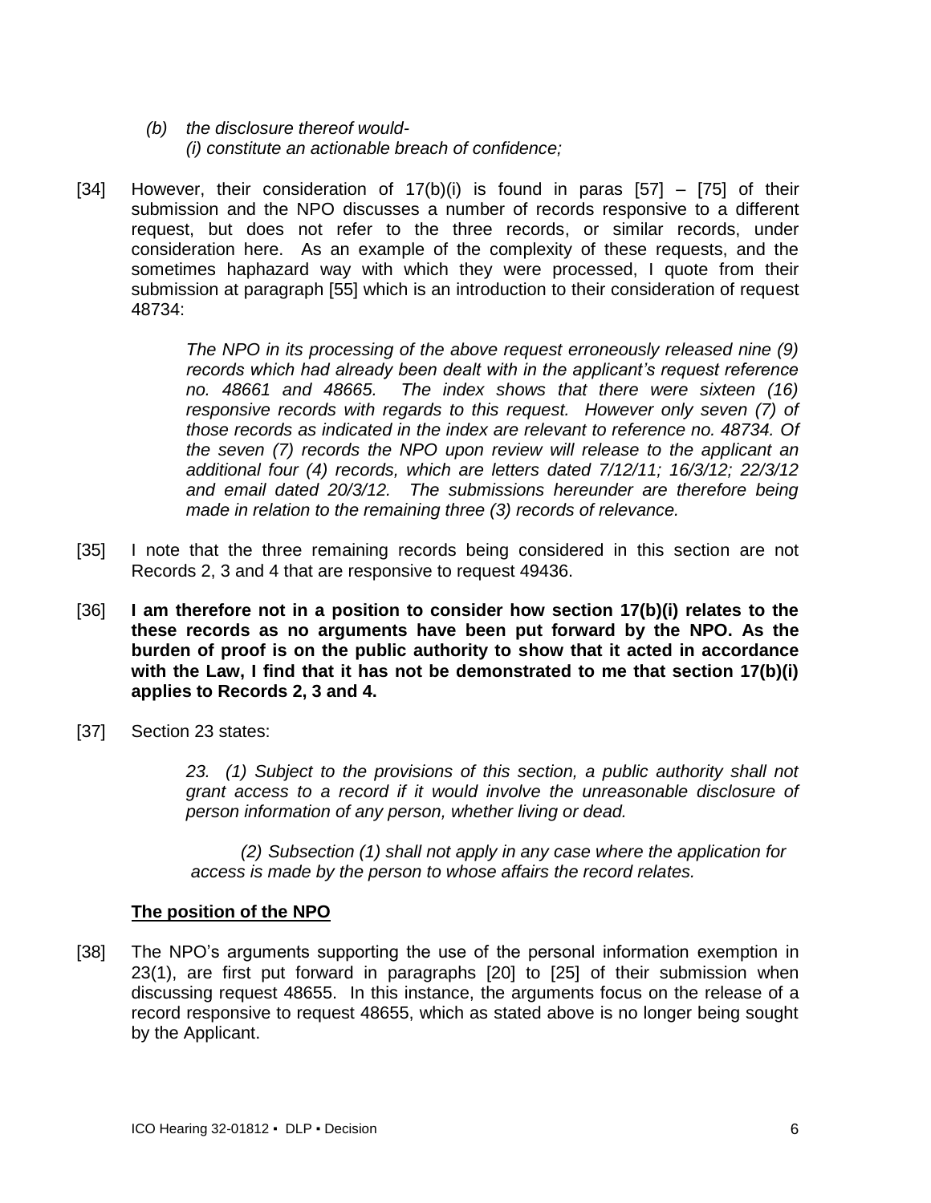> *(b) the disclosure thereof would-*
> *(i) constitute an actionable breach of confidence;*

[34] However, their consideration of 17(b)(i) is found in paras [57] – [75] of their submission and the NPO discusses a number of records responsive to a different request, but does not refer to the three records, or similar records, under consideration here. As an example of the complexity of these requests, and the sometimes haphazard way with which they were processed, I quote from their submission at paragraph [55] which is an introduction to their consideration of request 48734:

> *The NPO in its processing of the above request erroneously released nine (9) records which had already been dealt with in the applicant's request reference no. 48661 and 48665. The index shows that there were sixteen (16) responsive records with regards to this request. However only seven (7) of those records as indicated in the index are relevant to reference no. 48734. Of the seven (7) records the NPO upon review will release to the applicant an additional four (4) records, which are letters dated 7/12/11; 16/3/12; 22/3/12 and email dated 20/3/12. The submissions hereunder are therefore being made in relation to the remaining three (3) records of relevance.*

[35] I note that the three remaining records being considered in this section are not Records 2, 3 and 4 that are responsive to request 49436.

[36] **I am therefore not in a position to consider how section 17(b)(i) relates to the these records as no arguments have been put forward by the NPO. As the burden of proof is on the public authority to show that it acted in accordance with the Law, I find that it has not be demonstrated to me that section 17(b)(i) applies to Records 2, 3 and 4.**

[37] Section 23 states:

> *23. (1) Subject to the provisions of this section, a public authority shall not grant access to a record if it would involve the unreasonable disclosure of person information of any person, whether living or dead.*
>
> *(2) Subsection (1) shall not apply in any case where the application for access is made by the person to whose affairs the record relates.*

**The position of the NPO**

[38] The NPO's arguments supporting the use of the personal information exemption in 23(1), are first put forward in paragraphs [20] to [25] of their submission when discussing request 48655. In this instance, the arguments focus on the release of a record responsive to request 48655, which as stated above is no longer being sought by the Applicant.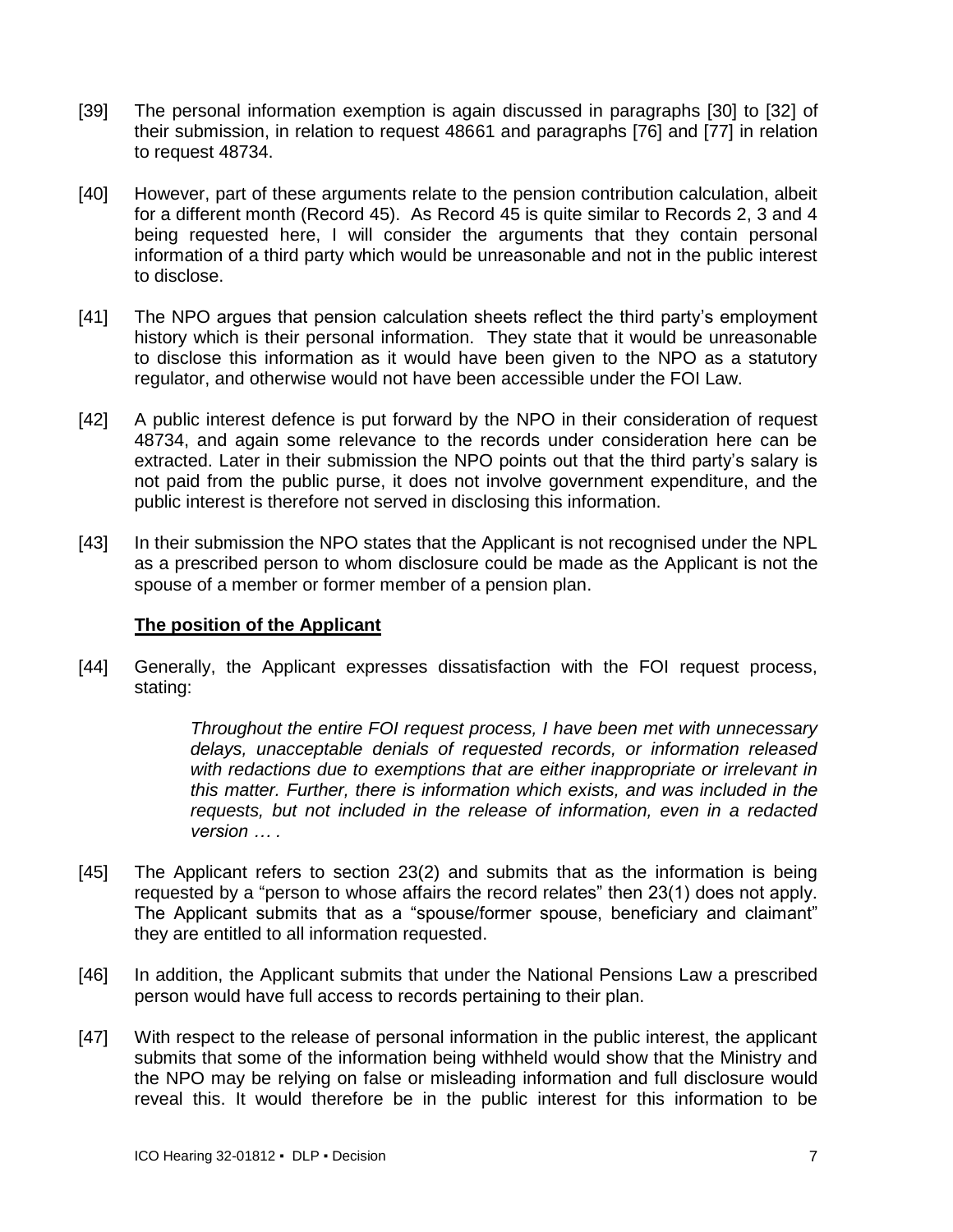[39] The personal information exemption is again discussed in paragraphs [30] to [32] of their submission, in relation to request 48661 and paragraphs [76] and [77] in relation to request 48734.

[40] However, part of these arguments relate to the pension contribution calculation, albeit for a different month (Record 45). As Record 45 is quite similar to Records 2, 3 and 4 being requested here, I will consider the arguments that they contain personal information of a third party which would be unreasonable and not in the public interest to disclose.

[41] The NPO argues that pension calculation sheets reflect the third party's employment history which is their personal information. They state that it would be unreasonable to disclose this information as it would have been given to the NPO as a statutory regulator, and otherwise would not have been accessible under the FOI Law.

[42] A public interest defence is put forward by the NPO in their consideration of request 48734, and again some relevance to the records under consideration here can be extracted. Later in their submission the NPO points out that the third party's salary is not paid from the public purse, it does not involve government expenditure, and the public interest is therefore not served in disclosing this information.

[43] In their submission the NPO states that the Applicant is not recognised under the NPL as a prescribed person to whom disclosure could be made as the Applicant is not the spouse of a member or former member of a pension plan.

## The position of the Applicant

[44] Generally, the Applicant expresses dissatisfaction with the FOI request process, stating:

> *Throughout the entire FOI request process, I have been met with unnecessary delays, unacceptable denials of requested records, or information released with redactions due to exemptions that are either inappropriate or irrelevant in this matter. Further, there is information which exists, and was included in the requests, but not included in the release of information, even in a redacted version … .*

[45] The Applicant refers to section 23(2) and submits that as the information is being requested by a "person to whose affairs the record relates" then 23(1) does not apply. The Applicant submits that as a "spouse/former spouse, beneficiary and claimant" they are entitled to all information requested.

[46] In addition, the Applicant submits that under the National Pensions Law a prescribed person would have full access to records pertaining to their plan.

[47] With respect to the release of personal information in the public interest, the applicant submits that some of the information being withheld would show that the Ministry and the NPO may be relying on false or misleading information and full disclosure would reveal this. It would therefore be in the public interest for this information to be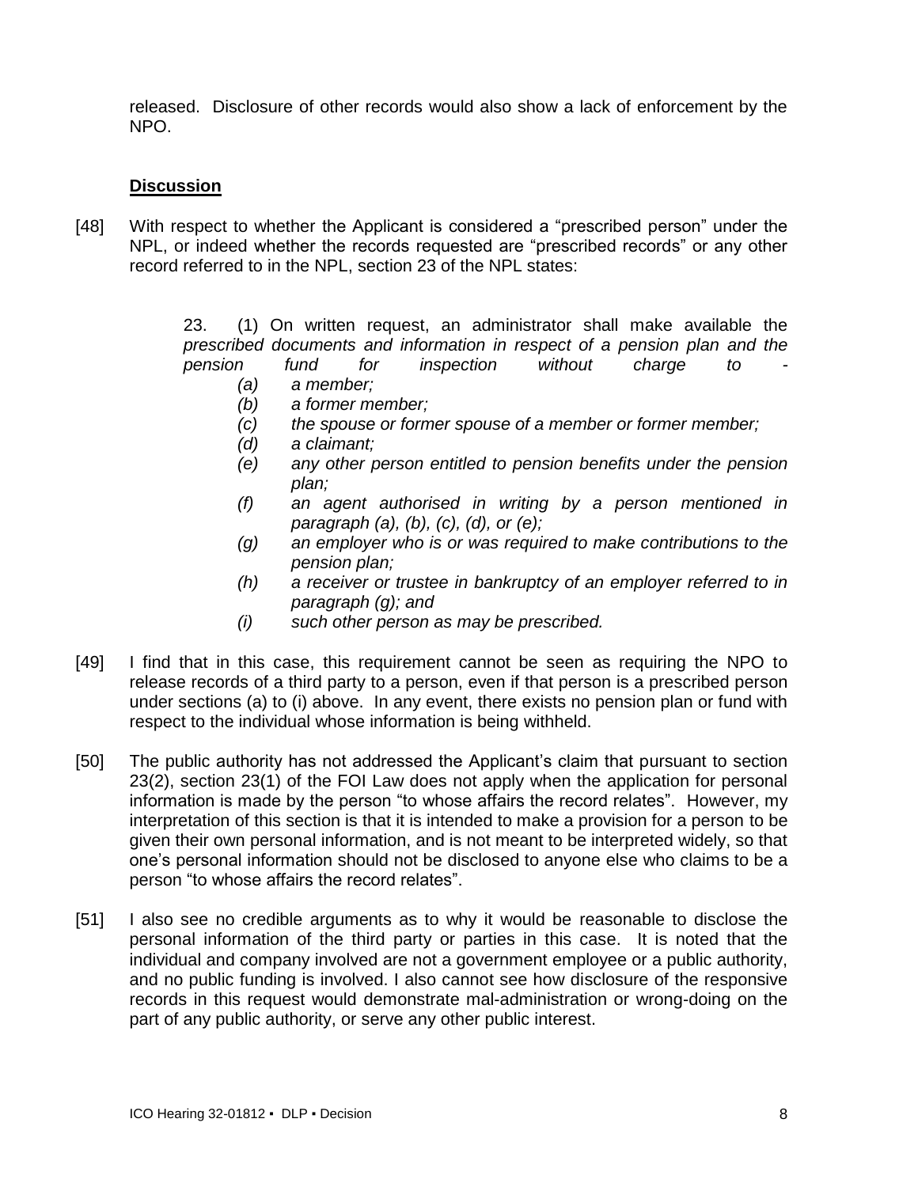released. Disclosure of other records would also show a lack of enforcement by the NPO.

## Discussion

[48] With respect to whether the Applicant is considered a "prescribed person" under the NPL, or indeed whether the records requested are "prescribed records" or any other record referred to in the NPL, section 23 of the NPL states:

> 23. (1) On written request, an administrator shall make available the *prescribed documents and information in respect of a pension plan and the pension fund for inspection without charge to -*
> 
> *(a) a member;*
> *(b) a former member;*
> *(c) the spouse or former spouse of a member or former member;*
> *(d) a claimant;*
> *(e) any other person entitled to pension benefits under the pension plan;*
> *(f) an agent authorised in writing by a person mentioned in paragraph (a), (b), (c), (d), or (e);*
> *(g) an employer who is or was required to make contributions to the pension plan;*
> *(h) a receiver or trustee in bankruptcy of an employer referred to in paragraph (g); and*
> *(i) such other person as may be prescribed.*

[49] I find that in this case, this requirement cannot be seen as requiring the NPO to release records of a third party to a person, even if that person is a prescribed person under sections (a) to (i) above. In any event, there exists no pension plan or fund with respect to the individual whose information is being withheld.

[50] The public authority has not addressed the Applicant's claim that pursuant to section 23(2), section 23(1) of the FOI Law does not apply when the application for personal information is made by the person "to whose affairs the record relates". However, my interpretation of this section is that it is intended to make a provision for a person to be given their own personal information, and is not meant to be interpreted widely, so that one's personal information should not be disclosed to anyone else who claims to be a person "to whose affairs the record relates".

[51] I also see no credible arguments as to why it would be reasonable to disclose the personal information of the third party or parties in this case. It is noted that the individual and company involved are not a government employee or a public authority, and no public funding is involved. I also cannot see how disclosure of the responsive records in this request would demonstrate mal-administration or wrong-doing on the part of any public authority, or serve any other public interest.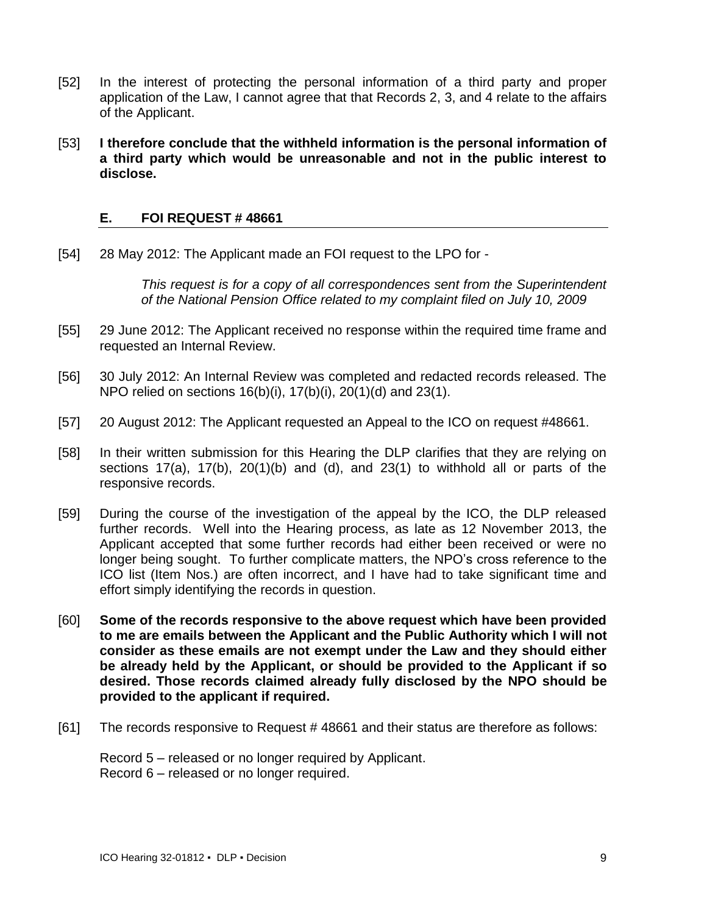[52] In the interest of protecting the personal information of a third party and proper application of the Law, I cannot agree that that Records 2, 3, and 4 relate to the affairs of the Applicant.

[53] **I therefore conclude that the withheld information is the personal information of a third party which would be unreasonable and not in the public interest to disclose.**

## E. FOI REQUEST # 48661

[54] 28 May 2012: The Applicant made an FOI request to the LPO for -

> *This request is for a copy of all correspondences sent from the Superintendent of the National Pension Office related to my complaint filed on July 10, 2009*

[55] 29 June 2012: The Applicant received no response within the required time frame and requested an Internal Review.

[56] 30 July 2012: An Internal Review was completed and redacted records released. The NPO relied on sections 16(b)(i), 17(b)(i), 20(1)(d) and 23(1).

[57] 20 August 2012: The Applicant requested an Appeal to the ICO on request #48661.

[58] In their written submission for this Hearing the DLP clarifies that they are relying on sections 17(a), 17(b), 20(1)(b) and (d), and 23(1) to withhold all or parts of the responsive records.

[59] During the course of the investigation of the appeal by the ICO, the DLP released further records. Well into the Hearing process, as late as 12 November 2013, the Applicant accepted that some further records had either been received or were no longer being sought. To further complicate matters, the NPO's cross reference to the ICO list (Item Nos.) are often incorrect, and I have had to take significant time and effort simply identifying the records in question.

[60] **Some of the records responsive to the above request which have been provided to me are emails between the Applicant and the Public Authority which I will not consider as these emails are not exempt under the Law and they should either be already held by the Applicant, or should be provided to the Applicant if so desired. Those records claimed already fully disclosed by the NPO should be provided to the applicant if required.**

[61] The records responsive to Request # 48661 and their status are therefore as follows:

Record 5 – released or no longer required by Applicant.
Record 6 – released or no longer required.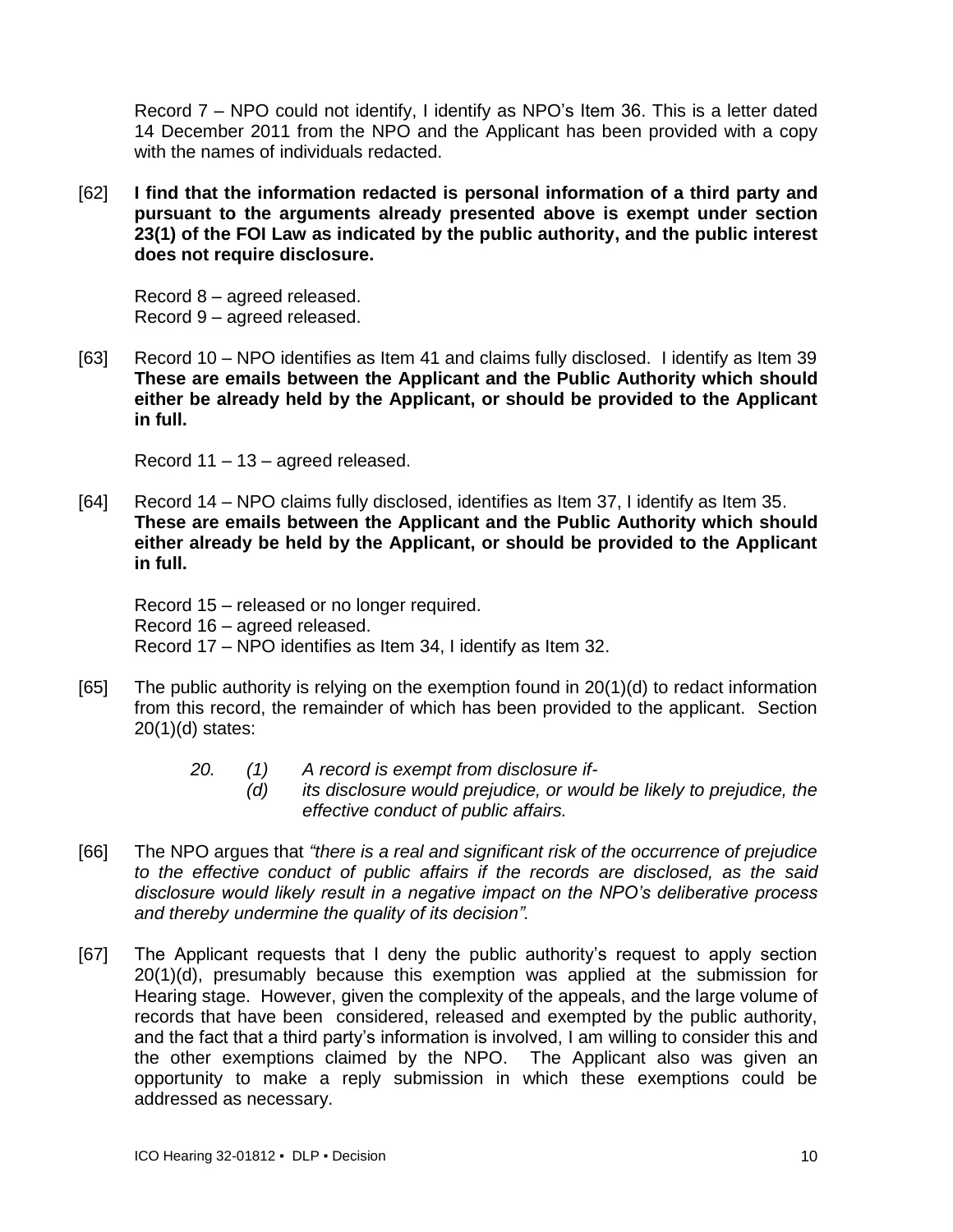Record 7 – NPO could not identify, I identify as NPO's Item 36. This is a letter dated 14 December 2011 from the NPO and the Applicant has been provided with a copy with the names of individuals redacted.

[62] **I find that the information redacted is personal information of a third party and pursuant to the arguments already presented above is exempt under section 23(1) of the FOI Law as indicated by the public authority, and the public interest does not require disclosure.**

Record 8 – agreed released.
Record 9 – agreed released.

[63] Record 10 – NPO identifies as Item 41 and claims fully disclosed. I identify as Item 39 **These are emails between the Applicant and the Public Authority which should either be already held by the Applicant, or should be provided to the Applicant in full.**

Record 11 – 13 – agreed released.

[64] Record 14 – NPO claims fully disclosed, identifies as Item 37, I identify as Item 35. **These are emails between the Applicant and the Public Authority which should either already be held by the Applicant, or should be provided to the Applicant in full.**

Record 15 – released or no longer required.
Record 16 – agreed released.
Record 17 – NPO identifies as Item 34, I identify as Item 32.

[65] The public authority is relying on the exemption found in 20(1)(d) to redact information from this record, the remainder of which has been provided to the applicant. Section 20(1)(d) states:

> *20. (1) A record is exempt from disclosure if-*
>
> *(d) its disclosure would prejudice, or would be likely to prejudice, the effective conduct of public affairs.*

[66] The NPO argues that *"there is a real and significant risk of the occurrence of prejudice to the effective conduct of public affairs if the records are disclosed, as the said disclosure would likely result in a negative impact on the NPO's deliberative process and thereby undermine the quality of its decision".*

[67] The Applicant requests that I deny the public authority's request to apply section 20(1)(d), presumably because this exemption was applied at the submission for Hearing stage. However, given the complexity of the appeals, and the large volume of records that have been considered, released and exempted by the public authority, and the fact that a third party's information is involved, I am willing to consider this and the other exemptions claimed by the NPO. The Applicant also was given an opportunity to make a reply submission in which these exemptions could be addressed as necessary.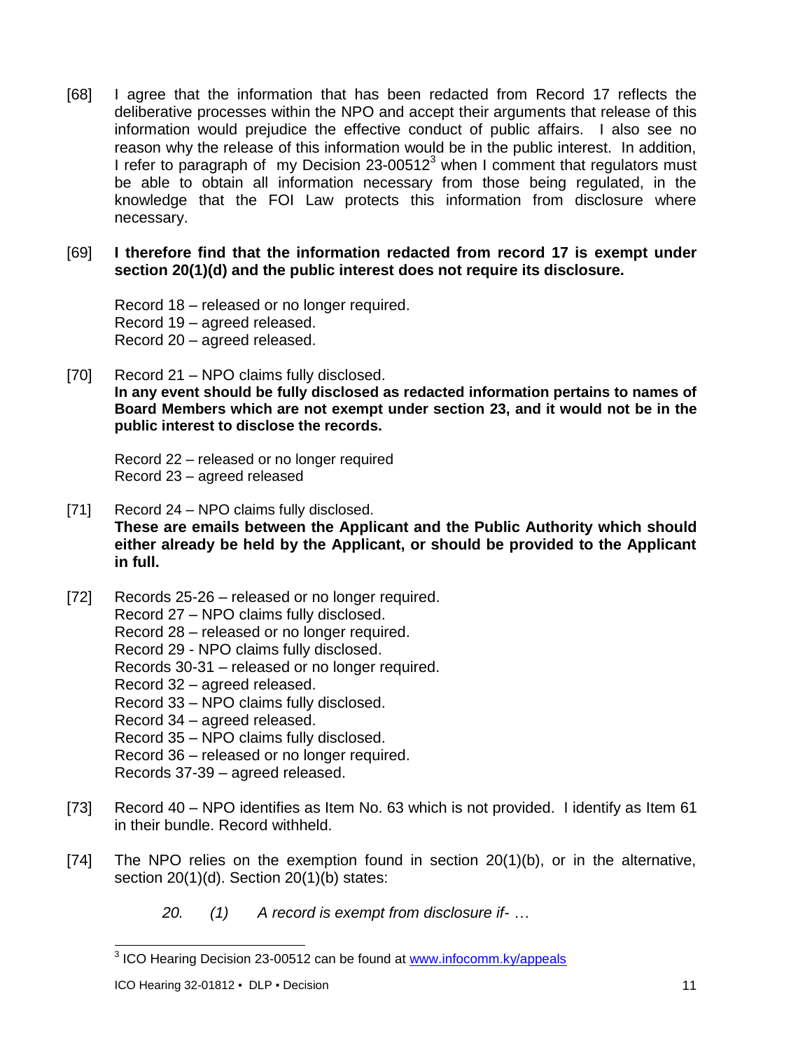[68] I agree that the information that has been redacted from Record 17 reflects the deliberative processes within the NPO and accept their arguments that release of this information would prejudice the effective conduct of public affairs. I also see no reason why the release of this information would be in the public interest. In addition, I refer to paragraph of my Decision 23-00512[3] when I comment that regulators must be able to obtain all information necessary from those being regulated, in the knowledge that the FOI Law protects this information from disclosure where necessary.

[69] **I therefore find that the information redacted from record 17 is exempt under section 20(1)(d) and the public interest does not require its disclosure.**

Record 18 – released or no longer required.
Record 19 – agreed released.
Record 20 – agreed released.

[70] Record 21 – NPO claims fully disclosed.
**In any event should be fully disclosed as redacted information pertains to names of Board Members which are not exempt under section 23, and it would not be in the public interest to disclose the records.**

Record 22 – released or no longer required
Record 23 – agreed released

[71] Record 24 – NPO claims fully disclosed.
**These are emails between the Applicant and the Public Authority which should either already be held by the Applicant, or should be provided to the Applicant in full.**

[72] Records 25-26 – released or no longer required.
Record 27 – NPO claims fully disclosed.
Record 28 – released or no longer required.
Record 29 - NPO claims fully disclosed.
Records 30-31 – released or no longer required.
Record 32 – agreed released.
Record 33 – NPO claims fully disclosed.
Record 34 – agreed released.
Record 35 – NPO claims fully disclosed.
Record 36 – released or no longer required.
Records 37-39 – agreed released.

[73] Record 40 – NPO identifies as Item No. 63 which is not provided. I identify as Item 61 in their bundle. Record withheld.

[74] The NPO relies on the exemption found in section 20(1)(b), or in the alternative, section 20(1)(d). Section 20(1)(b) states:

> *20. (1) A record is exempt from disclosure if- …*

[3] ICO Hearing Decision 23-00512 can be found at www.infocomm.ky/appeals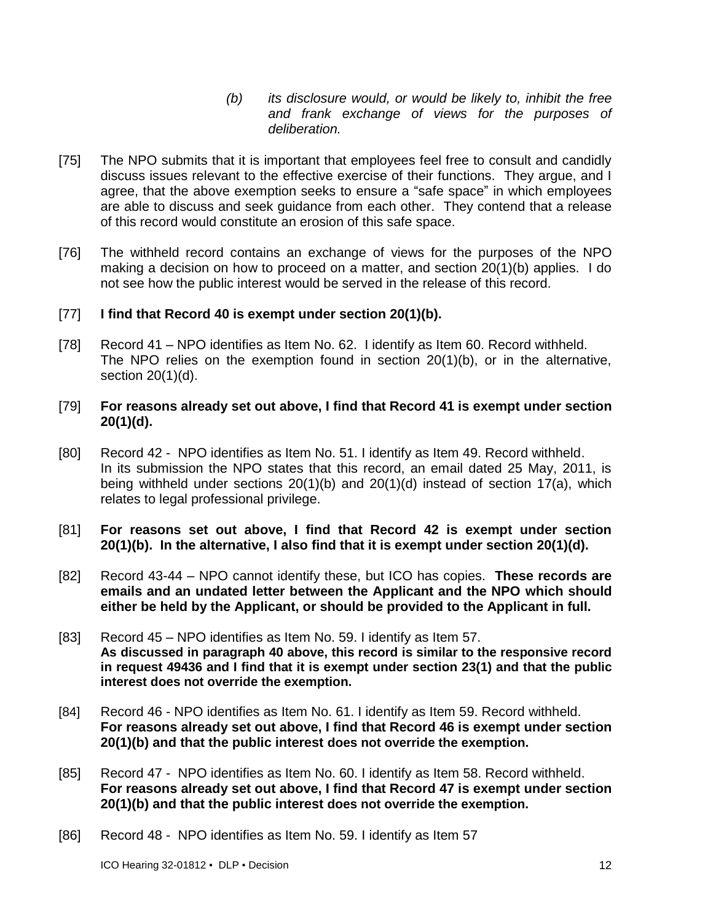> (b) *its disclosure would, or would be likely to, inhibit the free and frank exchange of views for the purposes of deliberation.*

[75] The NPO submits that it is important that employees feel free to consult and candidly discuss issues relevant to the effective exercise of their functions. They argue, and I agree, that the above exemption seeks to ensure a "safe space" in which employees are able to discuss and seek guidance from each other. They contend that a release of this record would constitute an erosion of this safe space.

[76] The withheld record contains an exchange of views for the purposes of the NPO making a decision on how to proceed on a matter, and section 20(1)(b) applies. I do not see how the public interest would be served in the release of this record.

[77] **I find that Record 40 is exempt under section 20(1)(b).**

[78] Record 41 – NPO identifies as Item No. 62. I identify as Item 60. Record withheld. The NPO relies on the exemption found in section 20(1)(b), or in the alternative, section 20(1)(d).

[79] **For reasons already set out above, I find that Record 41 is exempt under section 20(1)(d).**

[80] Record 42 - NPO identifies as Item No. 51. I identify as Item 49. Record withheld. In its submission the NPO states that this record, an email dated 25 May, 2011, is being withheld under sections 20(1)(b) and 20(1)(d) instead of section 17(a), which relates to legal professional privilege.

[81] **For reasons set out above, I find that Record 42 is exempt under section 20(1)(b). In the alternative, I also find that it is exempt under section 20(1)(d).**

[82] Record 43-44 – NPO cannot identify these, but ICO has copies. **These records are emails and an undated letter between the Applicant and the NPO which should either be held by the Applicant, or should be provided to the Applicant in full.**

[83] Record 45 – NPO identifies as Item No. 59. I identify as Item 57. **As discussed in paragraph 40 above, this record is similar to the responsive record in request 49436 and I find that it is exempt under section 23(1) and that the public interest does not override the exemption.**

[84] Record 46 - NPO identifies as Item No. 61. I identify as Item 59. Record withheld. **For reasons already set out above, I find that Record 46 is exempt under section 20(1)(b) and that the public interest does not override the exemption.**

[85] Record 47 - NPO identifies as Item No. 60. I identify as Item 58. Record withheld. **For reasons already set out above, I find that Record 47 is exempt under section 20(1)(b) and that the public interest does not override the exemption.**

[86] Record 48 - NPO identifies as Item No. 59. I identify as Item 57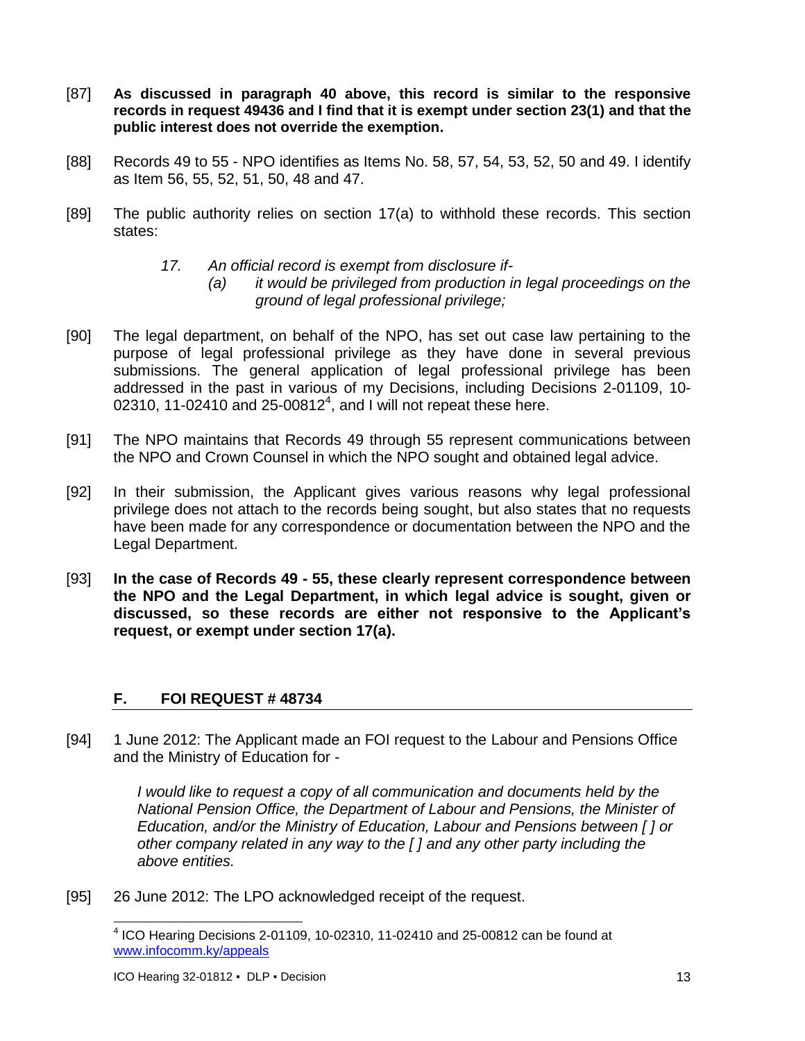[87] **As discussed in paragraph 40 above, this record is similar to the responsive records in request 49436 and I find that it is exempt under section 23(1) and that the public interest does not override the exemption.**

[88] Records 49 to 55 - NPO identifies as Items No. 58, 57, 54, 53, 52, 50 and 49. I identify as Item 56, 55, 52, 51, 50, 48 and 47.

[89] The public authority relies on section 17(a) to withhold these records. This section states:

> *17. An official record is exempt from disclosure if-*
>
> *(a) it would be privileged from production in legal proceedings on the ground of legal professional privilege;*

[90] The legal department, on behalf of the NPO, has set out case law pertaining to the purpose of legal professional privilege as they have done in several previous submissions. The general application of legal professional privilege has been addressed in the past in various of my Decisions, including Decisions 2-01109, 10-02310, 11-02410 and 25-00812[4], and I will not repeat these here.

[91] The NPO maintains that Records 49 through 55 represent communications between the NPO and Crown Counsel in which the NPO sought and obtained legal advice.

[92] In their submission, the Applicant gives various reasons why legal professional privilege does not attach to the records being sought, but also states that no requests have been made for any correspondence or documentation between the NPO and the Legal Department.

[93] **In the case of Records 49 - 55, these clearly represent correspondence between the NPO and the Legal Department, in which legal advice is sought, given or discussed, so these records are either not responsive to the Applicant's request, or exempt under section 17(a).**

## F. FOI REQUEST # 48734

[94] 1 June 2012: The Applicant made an FOI request to the Labour and Pensions Office and the Ministry of Education for -

> *I would like to request a copy of all communication and documents held by the National Pension Office, the Department of Labour and Pensions, the Minister of Education, and/or the Ministry of Education, Labour and Pensions between [ ] or other company related in any way to the [ ] and any other party including the above entities.*

[95] 26 June 2012: The LPO acknowledged receipt of the request.

---

[4] ICO Hearing Decisions 2-01109, 10-02310, 11-02410 and 25-00812 can be found at www.infocomm.ky/appeals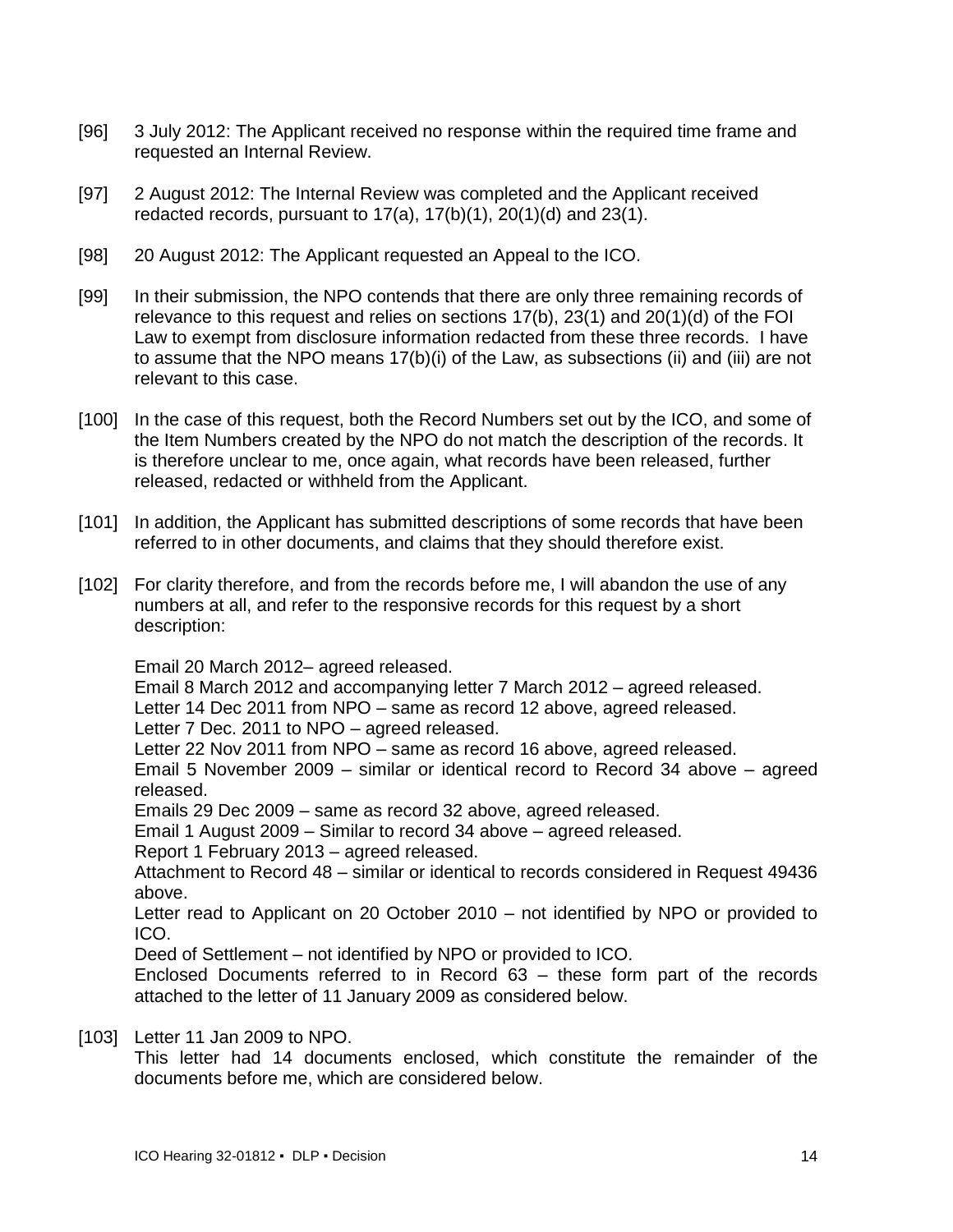[96] 3 July 2012: The Applicant received no response within the required time frame and requested an Internal Review.

[97] 2 August 2012: The Internal Review was completed and the Applicant received redacted records, pursuant to 17(a), 17(b)(1), 20(1)(d) and 23(1).

[98] 20 August 2012: The Applicant requested an Appeal to the ICO.

[99] In their submission, the NPO contends that there are only three remaining records of relevance to this request and relies on sections 17(b), 23(1) and 20(1)(d) of the FOI Law to exempt from disclosure information redacted from these three records. I have to assume that the NPO means 17(b)(i) of the Law, as subsections (ii) and (iii) are not relevant to this case.

[100] In the case of this request, both the Record Numbers set out by the ICO, and some of the Item Numbers created by the NPO do not match the description of the records. It is therefore unclear to me, once again, what records have been released, further released, redacted or withheld from the Applicant.

[101] In addition, the Applicant has submitted descriptions of some records that have been referred to in other documents, and claims that they should therefore exist.

[102] For clarity therefore, and from the records before me, I will abandon the use of any numbers at all, and refer to the responsive records for this request by a short description:

Email 20 March 2012– agreed released.
Email 8 March 2012 and accompanying letter 7 March 2012 – agreed released.
Letter 14 Dec 2011 from NPO – same as record 12 above, agreed released.
Letter 7 Dec. 2011 to NPO – agreed released.
Letter 22 Nov 2011 from NPO – same as record 16 above, agreed released.
Email 5 November 2009 – similar or identical record to Record 34 above – agreed released.
Emails 29 Dec 2009 – same as record 32 above, agreed released.
Email 1 August 2009 – Similar to record 34 above – agreed released.
Report 1 February 2013 – agreed released.
Attachment to Record 48 – similar or identical to records considered in Request 49436 above.
Letter read to Applicant on 20 October 2010 – not identified by NPO or provided to ICO.
Deed of Settlement – not identified by NPO or provided to ICO.
Enclosed Documents referred to in Record 63 – these form part of the records attached to the letter of 11 January 2009 as considered below.

[103] Letter 11 Jan 2009 to NPO.
This letter had 14 documents enclosed, which constitute the remainder of the documents before me, which are considered below.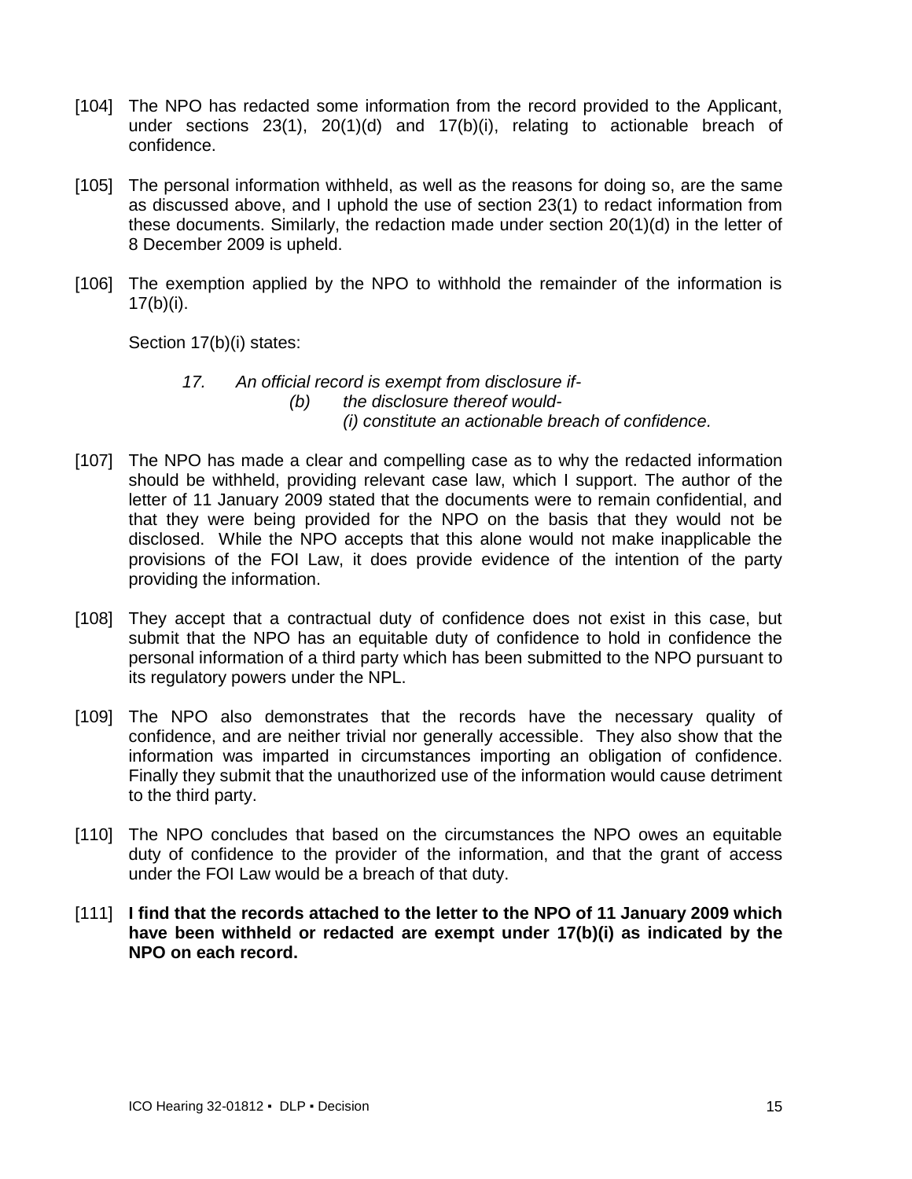[104] The NPO has redacted some information from the record provided to the Applicant, under sections 23(1), 20(1)(d) and 17(b)(i), relating to actionable breach of confidence.

[105] The personal information withheld, as well as the reasons for doing so, are the same as discussed above, and I uphold the use of section 23(1) to redact information from these documents. Similarly, the redaction made under section 20(1)(d) in the letter of 8 December 2009 is upheld.

[106] The exemption applied by the NPO to withhold the remainder of the information is 17(b)(i).

Section 17(b)(i) states:

> *17. An official record is exempt from disclosure if-*
> *(b) the disclosure thereof would-*
> *(i) constitute an actionable breach of confidence.*

[107] The NPO has made a clear and compelling case as to why the redacted information should be withheld, providing relevant case law, which I support. The author of the letter of 11 January 2009 stated that the documents were to remain confidential, and that they were being provided for the NPO on the basis that they would not be disclosed. While the NPO accepts that this alone would not make inapplicable the provisions of the FOI Law, it does provide evidence of the intention of the party providing the information.

[108] They accept that a contractual duty of confidence does not exist in this case, but submit that the NPO has an equitable duty of confidence to hold in confidence the personal information of a third party which has been submitted to the NPO pursuant to its regulatory powers under the NPL.

[109] The NPO also demonstrates that the records have the necessary quality of confidence, and are neither trivial nor generally accessible. They also show that the information was imparted in circumstances importing an obligation of confidence. Finally they submit that the unauthorized use of the information would cause detriment to the third party.

[110] The NPO concludes that based on the circumstances the NPO owes an equitable duty of confidence to the provider of the information, and that the grant of access under the FOI Law would be a breach of that duty.

[111] **I find that the records attached to the letter to the NPO of 11 January 2009 which have been withheld or redacted are exempt under 17(b)(i) as indicated by the NPO on each record.**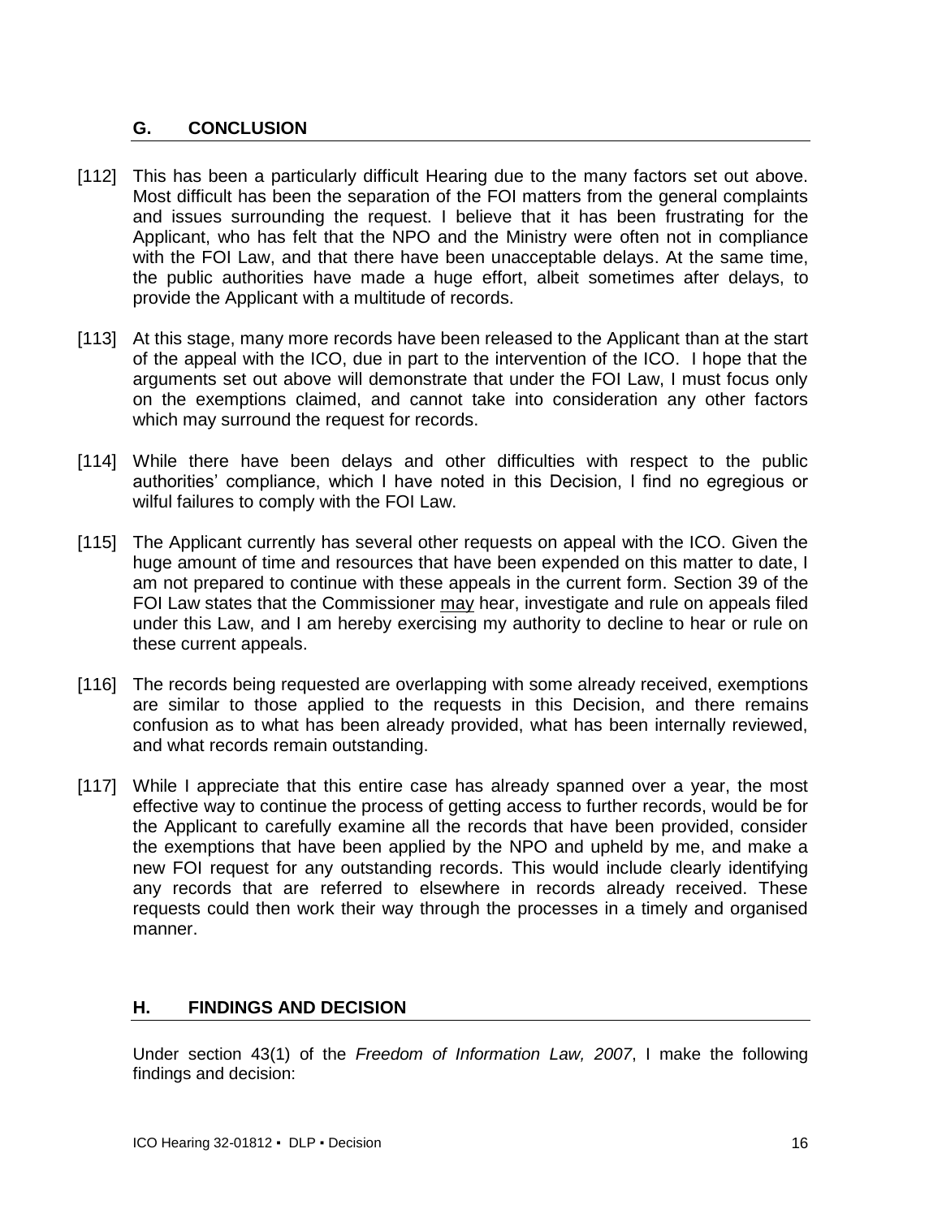## G. CONCLUSION

[112] This has been a particularly difficult Hearing due to the many factors set out above. Most difficult has been the separation of the FOI matters from the general complaints and issues surrounding the request. I believe that it has been frustrating for the Applicant, who has felt that the NPO and the Ministry were often not in compliance with the FOI Law, and that there have been unacceptable delays. At the same time, the public authorities have made a huge effort, albeit sometimes after delays, to provide the Applicant with a multitude of records.

[113] At this stage, many more records have been released to the Applicant than at the start of the appeal with the ICO, due in part to the intervention of the ICO. I hope that the arguments set out above will demonstrate that under the FOI Law, I must focus only on the exemptions claimed, and cannot take into consideration any other factors which may surround the request for records.

[114] While there have been delays and other difficulties with respect to the public authorities' compliance, which I have noted in this Decision, I find no egregious or wilful failures to comply with the FOI Law.

[115] The Applicant currently has several other requests on appeal with the ICO. Given the huge amount of time and resources that have been expended on this matter to date, I am not prepared to continue with these appeals in the current form. Section 39 of the FOI Law states that the Commissioner may hear, investigate and rule on appeals filed under this Law, and I am hereby exercising my authority to decline to hear or rule on these current appeals.

[116] The records being requested are overlapping with some already received, exemptions are similar to those applied to the requests in this Decision, and there remains confusion as to what has been already provided, what has been internally reviewed, and what records remain outstanding.

[117] While I appreciate that this entire case has already spanned over a year, the most effective way to continue the process of getting access to further records, would be for the Applicant to carefully examine all the records that have been provided, consider the exemptions that have been applied by the NPO and upheld by me, and make a new FOI request for any outstanding records. This would include clearly identifying any records that are referred to elsewhere in records already received. These requests could then work their way through the processes in a timely and organised manner.

## H. FINDINGS AND DECISION

Under section 43(1) of the *Freedom of Information Law, 2007*, I make the following findings and decision: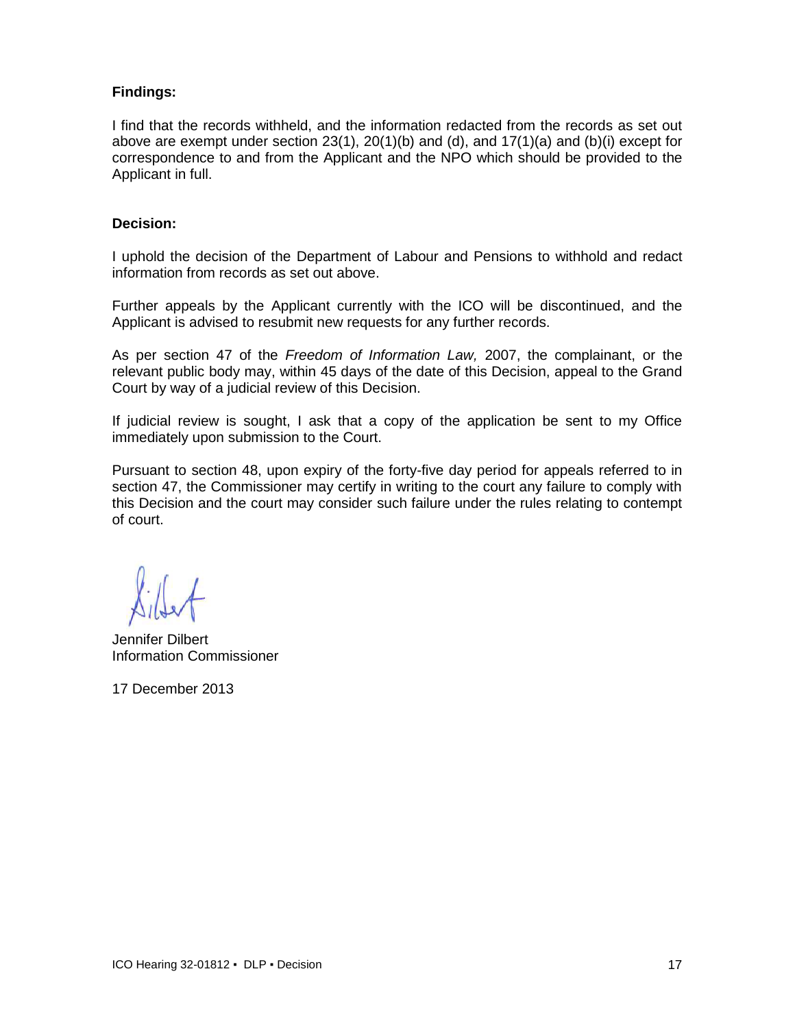**Findings:**

I find that the records withheld, and the information redacted from the records as set out above are exempt under section 23(1), 20(1)(b) and (d), and 17(1)(a) and (b)(i) except for correspondence to and from the Applicant and the NPO which should be provided to the Applicant in full.

**Decision:**

I uphold the decision of the Department of Labour and Pensions to withhold and redact information from records as set out above.

Further appeals by the Applicant currently with the ICO will be discontinued, and the Applicant is advised to resubmit new requests for any further records.

As per section 47 of the *Freedom of Information Law,* 2007, the complainant, or the relevant public body may, within 45 days of the date of this Decision, appeal to the Grand Court by way of a judicial review of this Decision.

If judicial review is sought, I ask that a copy of the application be sent to my Office immediately upon submission to the Court.

Pursuant to section 48, upon expiry of the forty-five day period for appeals referred to in section 47, the Commissioner may certify in writing to the court any failure to comply with this Decision and the court may consider such failure under the rules relating to contempt of court.

Jennifer Dilbert
Information Commissioner

17 December 2013